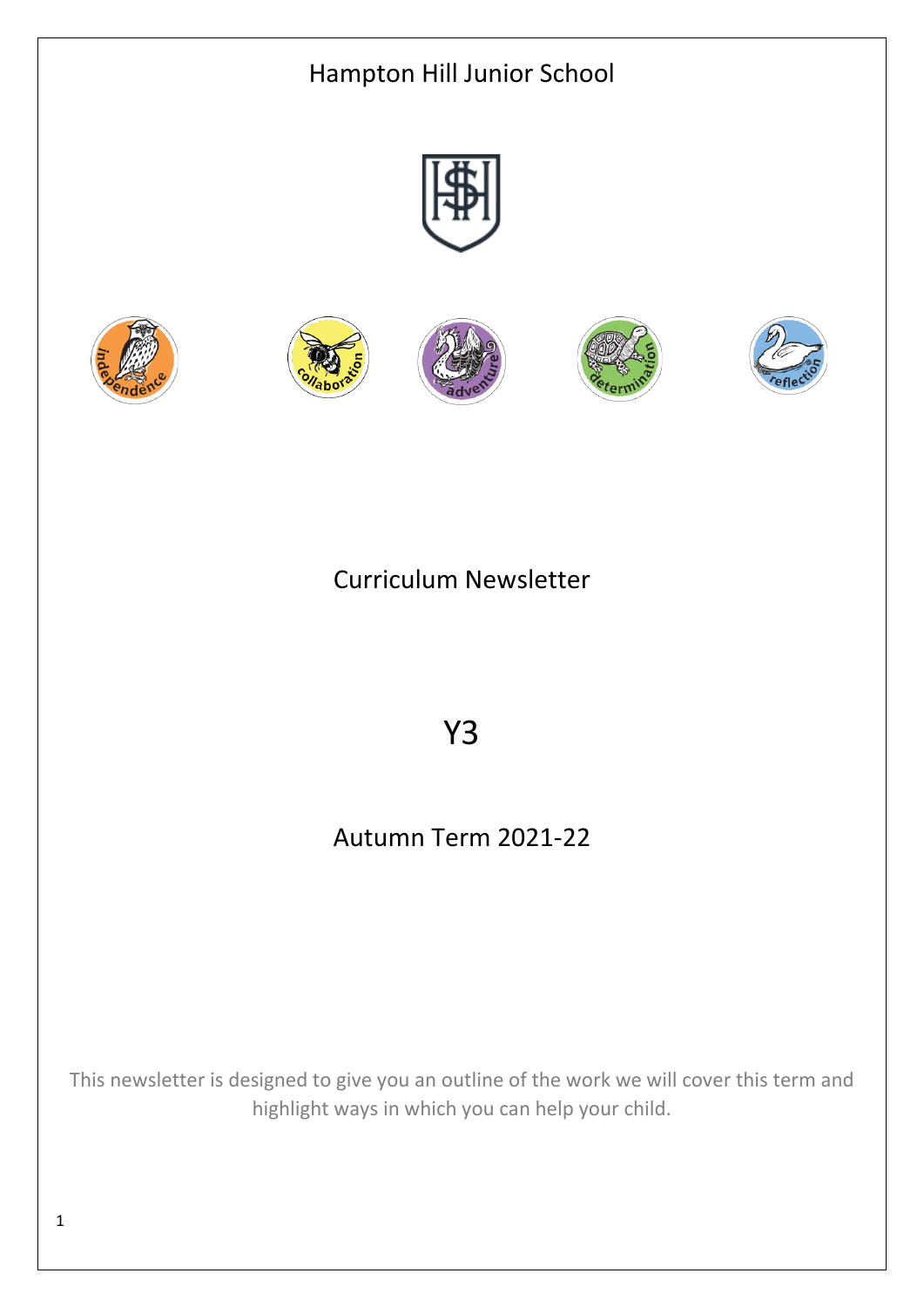# Hampton Hill Junior School

independence collaboration adventure determination reflection

## Curriculum Newsletter

## Y3

## Autumn Term 2021-22

This newsletter is designed to give you an outline of the work we will cover this term and highlight ways in which you can help your child.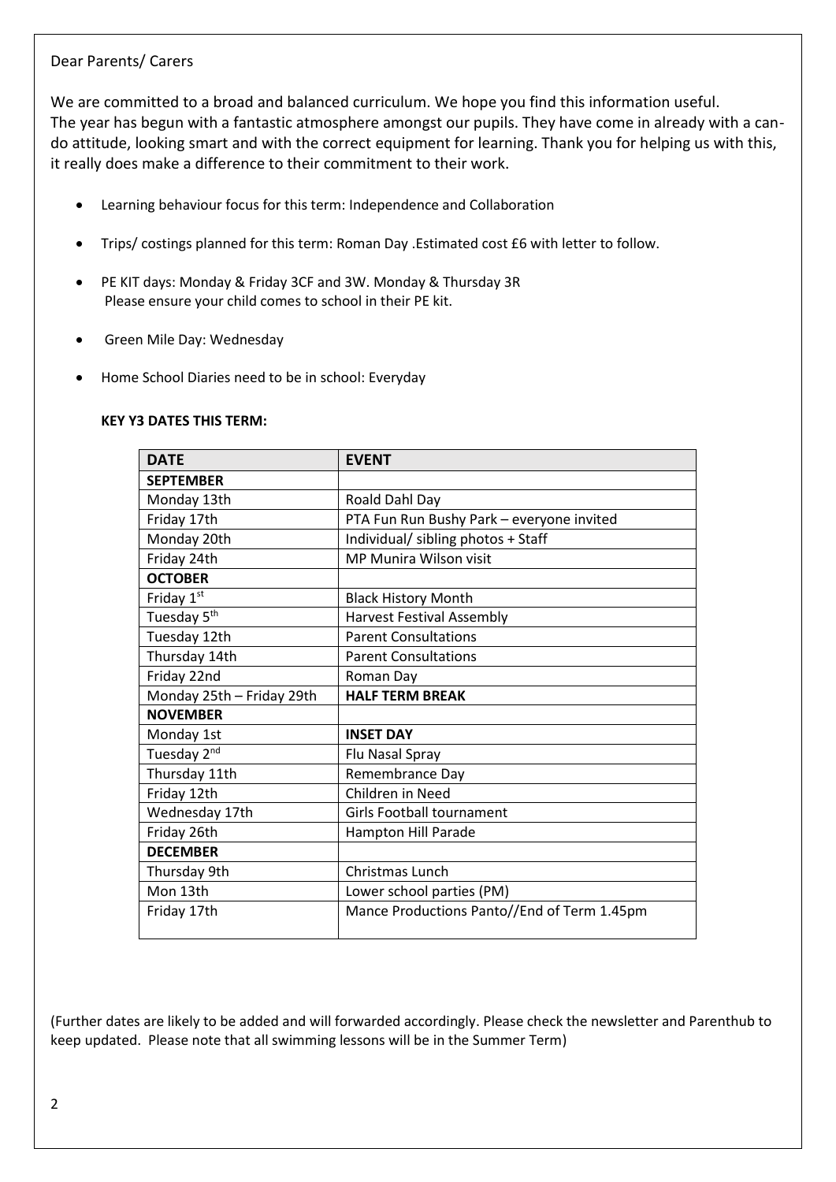Dear Parents/ Carers

We are committed to a broad and balanced curriculum. We hope you find this information useful.
The year has begun with a fantastic atmosphere amongst our pupils. They have come in already with a can-do attitude, looking smart and with the correct equipment for learning. Thank you for helping us with this, it really does make a difference to their commitment to their work.

- Learning behaviour focus for this term: Independence and Collaboration
- Trips/ costings planned for this term: Roman Day .Estimated cost £6 with letter to follow.
- PE KIT days: Monday & Friday 3CF and 3W. Monday & Thursday 3R
  Please ensure your child comes to school in their PE kit.
- Green Mile Day: Wednesday
- Home School Diaries need to be in school: Everyday

**KEY Y3 DATES THIS TERM:**

| DATE | EVENT |
|---|---|
| **SEPTEMBER** | |
| Monday 13th | Roald Dahl Day |
| Friday 17th | PTA Fun Run Bushy Park – everyone invited |
| Monday 20th | Individual/ sibling photos + Staff |
| Friday 24th | MP Munira Wilson visit |
| **OCTOBER** | |
| Friday 1st | Black History Month |
| Tuesday 5th | Harvest Festival Assembly |
| Tuesday 12th | Parent Consultations |
| Thursday 14th | Parent Consultations |
| Friday 22nd | Roman Day |
| Monday 25th – Friday 29th | **HALF TERM BREAK** |
| **NOVEMBER** | |
| Monday 1st | **INSET DAY** |
| Tuesday 2nd | Flu Nasal Spray |
| Thursday 11th | Remembrance Day |
| Friday 12th | Children in Need |
| Wednesday 17th | Girls Football tournament |
| Friday 26th | Hampton Hill Parade |
| **DECEMBER** | |
| Thursday 9th | Christmas Lunch |
| Mon 13th | Lower school parties (PM) |
| Friday 17th | Mance Productions Panto//End of Term 1.45pm |

(Further dates are likely to be added and will forwarded accordingly. Please check the newsletter and Parenthub to keep updated. Please note that all swimming lessons will be in the Summer Term)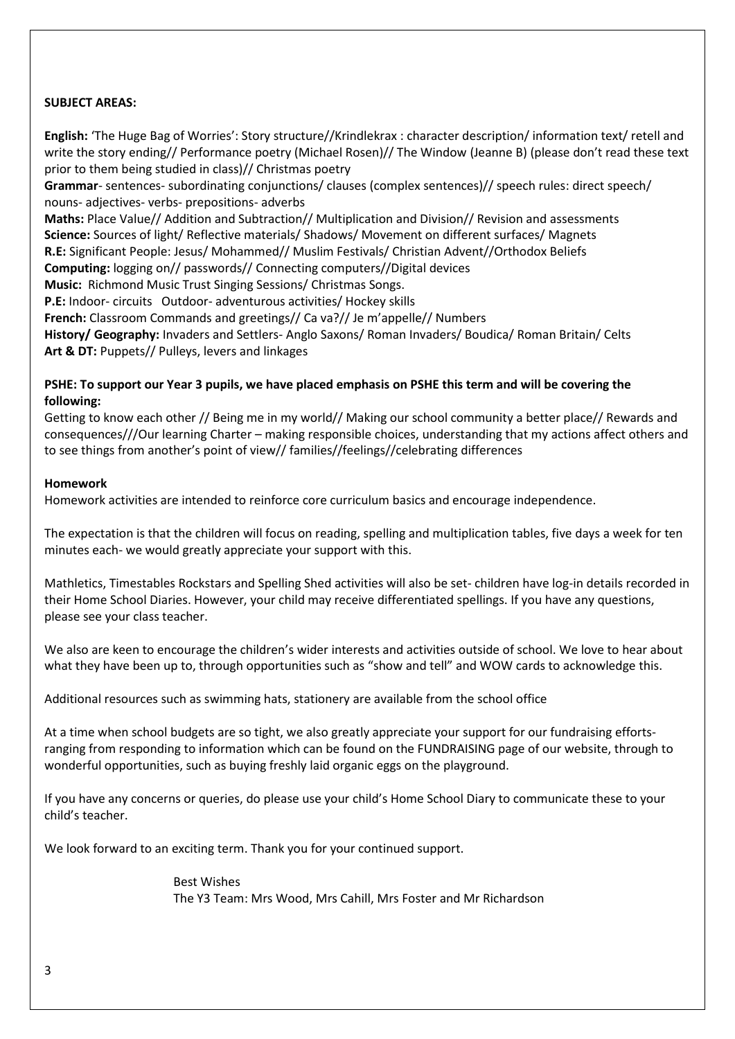**SUBJECT AREAS:**

**English:** 'The Huge Bag of Worries': Story structure//Krindlekrax : character description/ information text/ retell and write the story ending// Performance poetry (Michael Rosen)// The Window (Jeanne B) (please don't read these text prior to them being studied in class)// Christmas poetry

**Grammar**- sentences- subordinating conjunctions/ clauses (complex sentences)// speech rules: direct speech/ nouns- adjectives- verbs- prepositions- adverbs

**Maths:** Place Value// Addition and Subtraction// Multiplication and Division// Revision and assessments

**Science:** Sources of light/ Reflective materials/ Shadows/ Movement on different surfaces/ Magnets

**R.E:** Significant People: Jesus/ Mohammed// Muslim Festivals/ Christian Advent//Orthodox Beliefs

**Computing:** logging on// passwords// Connecting computers//Digital devices

**Music:** Richmond Music Trust Singing Sessions/ Christmas Songs.

**P.E:** Indoor- circuits Outdoor- adventurous activities/ Hockey skills

**French:** Classroom Commands and greetings// Ca va?// Je m'appelle// Numbers

**History/ Geography:** Invaders and Settlers- Anglo Saxons/ Roman Invaders/ Boudica/ Roman Britain/ Celts

**Art & DT:** Puppets// Pulleys, levers and linkages

**PSHE: To support our Year 3 pupils, we have placed emphasis on PSHE this term and will be covering the following:**

Getting to know each other // Being me in my world// Making our school community a better place// Rewards and consequences///Our learning Charter – making responsible choices, understanding that my actions affect others and to see things from another's point of view// families//feelings//celebrating differences

**Homework**

Homework activities are intended to reinforce core curriculum basics and encourage independence.

The expectation is that the children will focus on reading, spelling and multiplication tables, five days a week for ten minutes each- we would greatly appreciate your support with this.

Mathletics, Timestables Rockstars and Spelling Shed activities will also be set- children have log-in details recorded in their Home School Diaries. However, your child may receive differentiated spellings. If you have any questions, please see your class teacher.

We also are keen to encourage the children's wider interests and activities outside of school. We love to hear about what they have been up to, through opportunities such as "show and tell" and WOW cards to acknowledge this.

Additional resources such as swimming hats, stationery are available from the school office

At a time when school budgets are so tight, we also greatly appreciate your support for our fundraising efforts- ranging from responding to information which can be found on the FUNDRAISING page of our website, through to wonderful opportunities, such as buying freshly laid organic eggs on the playground.

If you have any concerns or queries, do please use your child's Home School Diary to communicate these to your child's teacher.

We look forward to an exciting term. Thank you for your continued support.

Best Wishes
The Y3 Team: Mrs Wood, Mrs Cahill, Mrs Foster and Mr Richardson